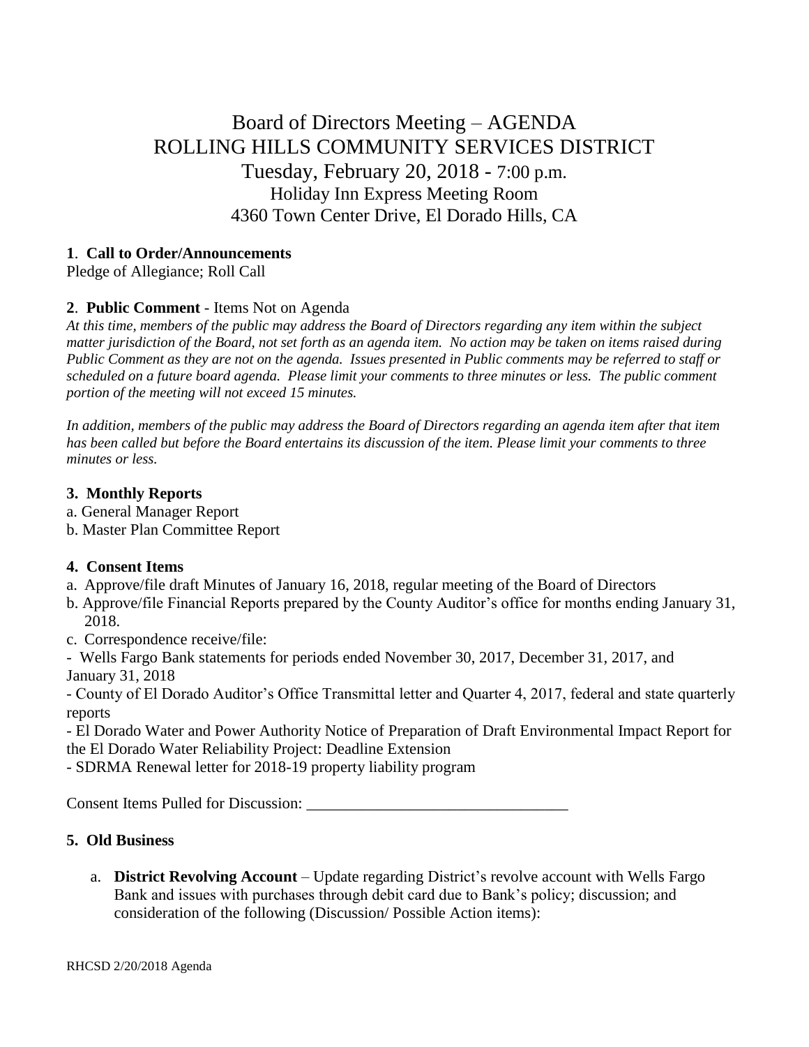# Board of Directors Meeting – AGENDA
# ROLLING HILLS COMMUNITY SERVICES DISTRICT

Tuesday, February 20, 2018 - 7:00 p.m.
Holiday Inn Express Meeting Room
4360 Town Center Drive, El Dorado Hills, CA

**1. Call to Order/Announcements**

Pledge of Allegiance; Roll Call

**2. Public Comment** - Items Not on Agenda

*At this time, members of the public may address the Board of Directors regarding any item within the subject matter jurisdiction of the Board, not set forth as an agenda item. No action may be taken on items raised during Public Comment as they are not on the agenda. Issues presented in Public comments may be referred to staff or scheduled on a future board agenda. Please limit your comments to three minutes or less. The public comment portion of the meeting will not exceed 15 minutes.*

*In addition, members of the public may address the Board of Directors regarding an agenda item after that item has been called but before the Board entertains its discussion of the item. Please limit your comments to three minutes or less.*

**3. Monthly Reports**

a. General Manager Report
b. Master Plan Committee Report

**4. Consent Items**

a. Approve/file draft Minutes of January 16, 2018, regular meeting of the Board of Directors
b. Approve/file Financial Reports prepared by the County Auditor's office for months ending January 31, 2018.
c. Correspondence receive/file:

- Wells Fargo Bank statements for periods ended November 30, 2017, December 31, 2017, and January 31, 2018
- County of El Dorado Auditor's Office Transmittal letter and Quarter 4, 2017, federal and state quarterly reports
- El Dorado Water and Power Authority Notice of Preparation of Draft Environmental Impact Report for the El Dorado Water Reliability Project: Deadline Extension
- SDRMA Renewal letter for 2018-19 property liability program

Consent Items Pulled for Discussion: ________________________________

**5. Old Business**

a. **District Revolving Account** – Update regarding District's revolve account with Wells Fargo Bank and issues with purchases through debit card due to Bank's policy; discussion; and consideration of the following (Discussion/ Possible Action items):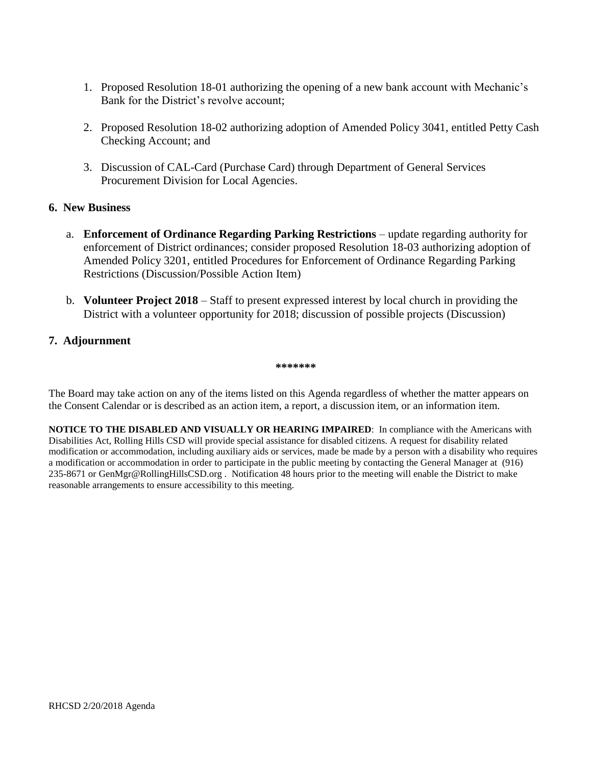1. Proposed Resolution 18-01 authorizing the opening of a new bank account with Mechanic's Bank for the District's revolve account;

2. Proposed Resolution 18-02 authorizing adoption of Amended Policy 3041, entitled Petty Cash Checking Account; and

3. Discussion of CAL-Card (Purchase Card) through Department of General Services Procurement Division for Local Agencies.

**6. New Business**

a. **Enforcement of Ordinance Regarding Parking Restrictions** – update regarding authority for enforcement of District ordinances; consider proposed Resolution 18-03 authorizing adoption of Amended Policy 3201, entitled Procedures for Enforcement of Ordinance Regarding Parking Restrictions (Discussion/Possible Action Item)

b. **Volunteer Project 2018** – Staff to present expressed interest by local church in providing the District with a volunteer opportunity for 2018; discussion of possible projects (Discussion)

**7. Adjournment**

**\*\*\*\*\*\*\***

The Board may take action on any of the items listed on this Agenda regardless of whether the matter appears on the Consent Calendar or is described as an action item, a report, a discussion item, or an information item.

**NOTICE TO THE DISABLED AND VISUALLY OR HEARING IMPAIRED**: In compliance with the Americans with Disabilities Act, Rolling Hills CSD will provide special assistance for disabled citizens. A request for disability related modification or accommodation, including auxiliary aids or services, made be made by a person with a disability who requires a modification or accommodation in order to participate in the public meeting by contacting the General Manager at (916) 235-8671 or GenMgr@RollingHillsCSD.org . Notification 48 hours prior to the meeting will enable the District to make reasonable arrangements to ensure accessibility to this meeting.